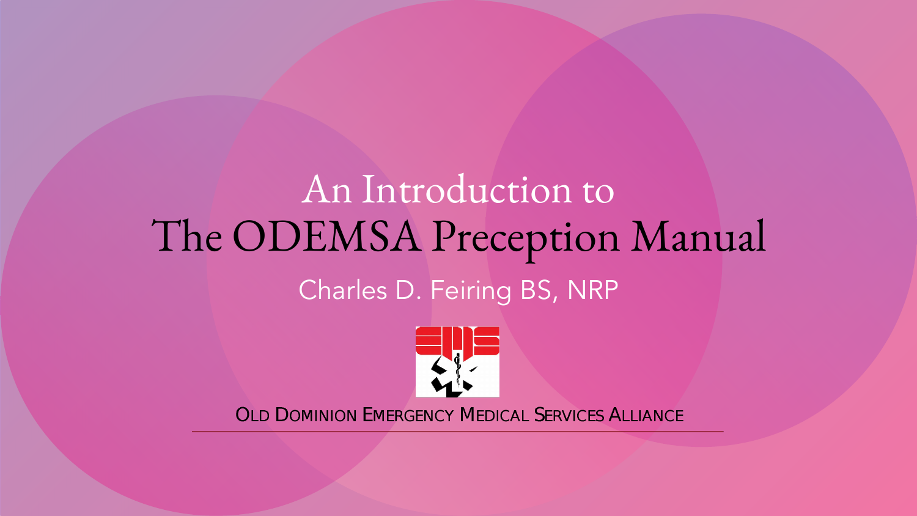# An Introduction to The ODEMSA Preception Manual

Charles D. Feiring BS, NRP

OLD DOMINION EMERGENCY MEDICAL SERVICES ALLIANCE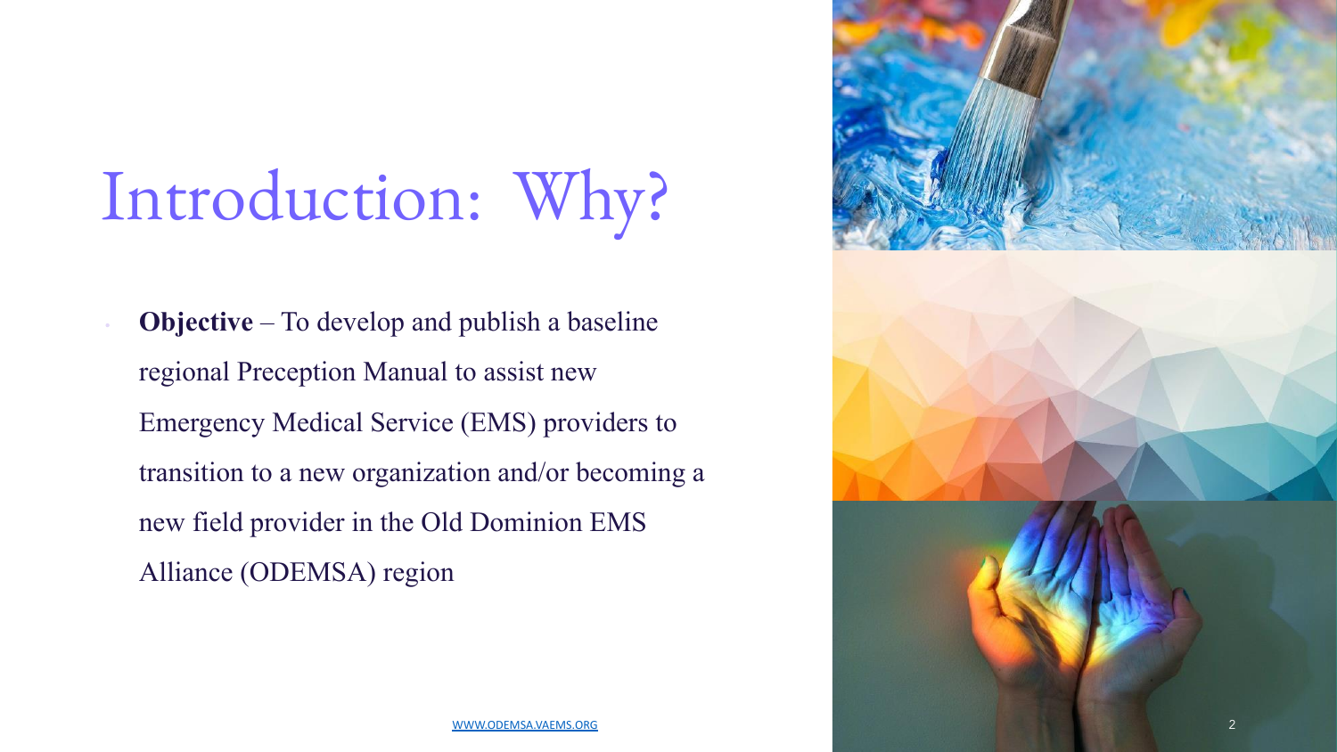# Introduction: Why?

- **Objective** – To develop and publish a baseline regional Preception Manual to assist new Emergency Medical Service (EMS) providers to transition to a new organization and/or becoming a new field provider in the Old Dominion EMS Alliance (ODEMSA) region

WWW.ODEMSA.VAEMS.ORG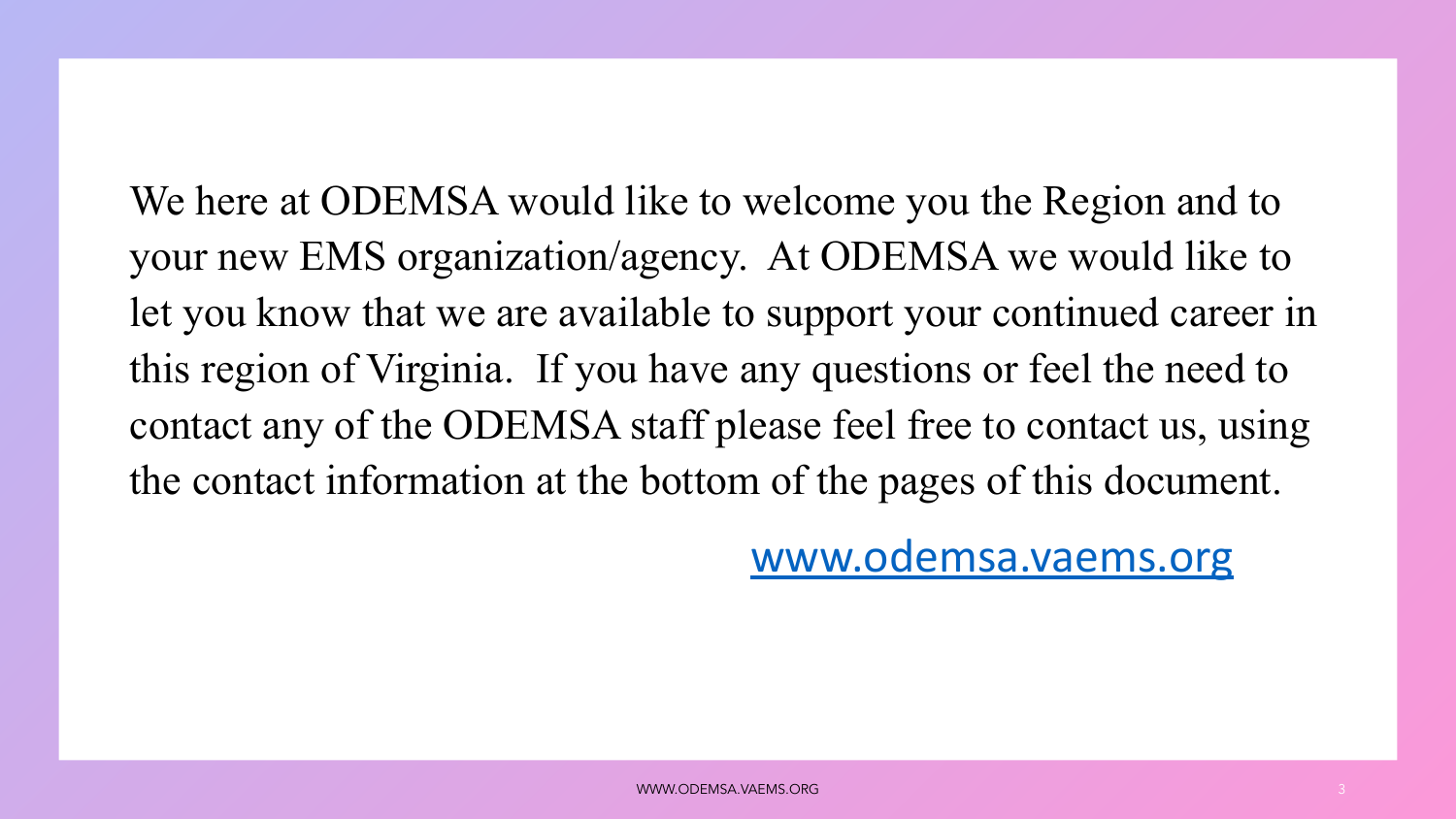We here at ODEMSA would like to welcome you the Region and to your new EMS organization/agency. At ODEMSA we would like to let you know that we are available to support your continued career in this region of Virginia. If you have any questions or feel the need to contact any of the ODEMSA staff please feel free to contact us, using the contact information at the bottom of the pages of this document.

www.odemsa.vaems.org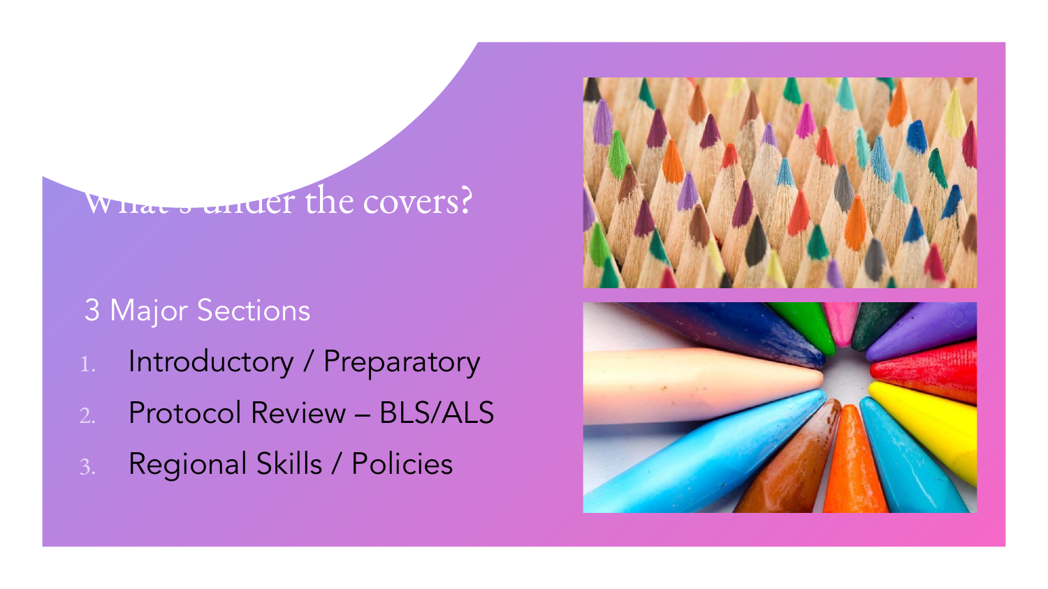# What's under the covers?

3 Major Sections

1. Introductory / Preparatory
2. Protocol Review – BLS/ALS
3. Regional Skills / Policies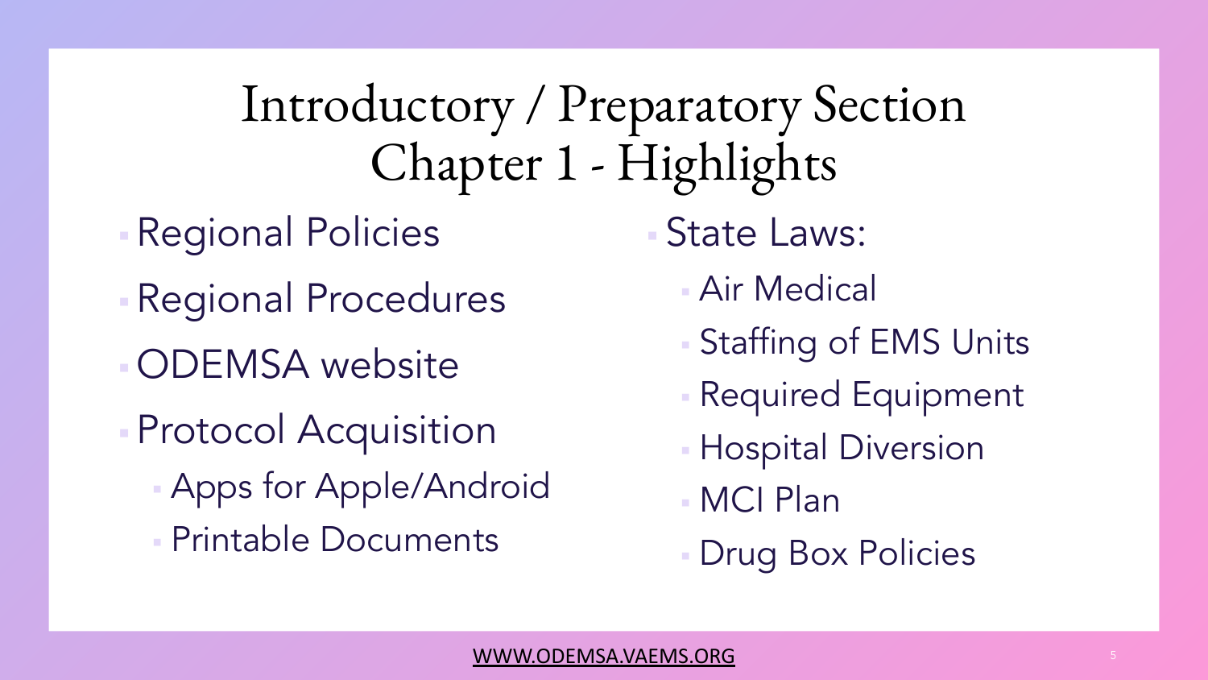# Introductory / Preparatory Section
## Chapter 1 - Highlights

- Regional Policies
- Regional Procedures
- ODEMSA website
- Protocol Acquisition
  - Apps for Apple/Android
  - Printable Documents
- State Laws:
  - Air Medical
  - Staffing of EMS Units
  - Required Equipment
  - Hospital Diversion
  - MCI Plan
  - Drug Box Policies

WWW.ODEMSA.VAEMS.ORG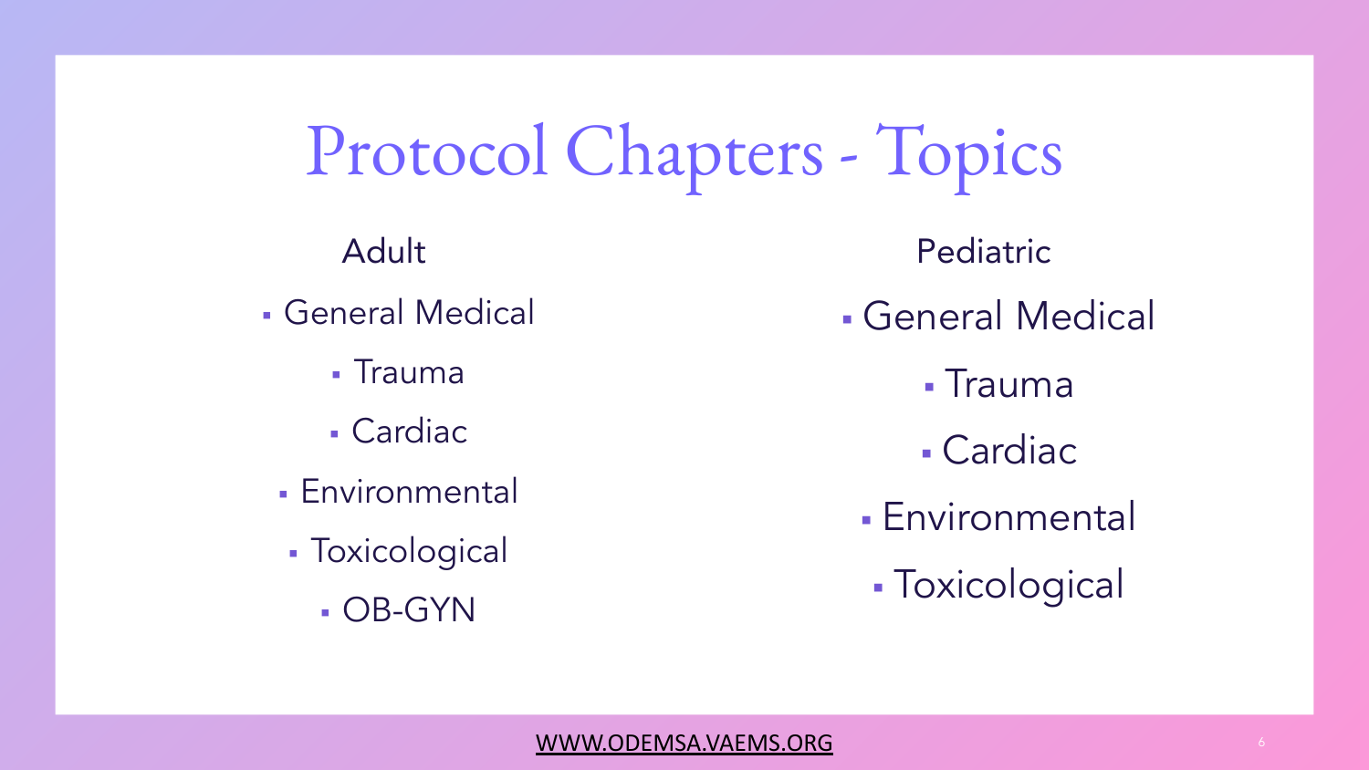# Protocol Chapters - Topics

**Adult**

- General Medical
- Trauma
- Cardiac
- Environmental
- Toxicological
- OB-GYN

**Pediatric**

- General Medical
- Trauma
- Cardiac
- Environmental
- Toxicological

WWW.ODEMSA.VAEMS.ORG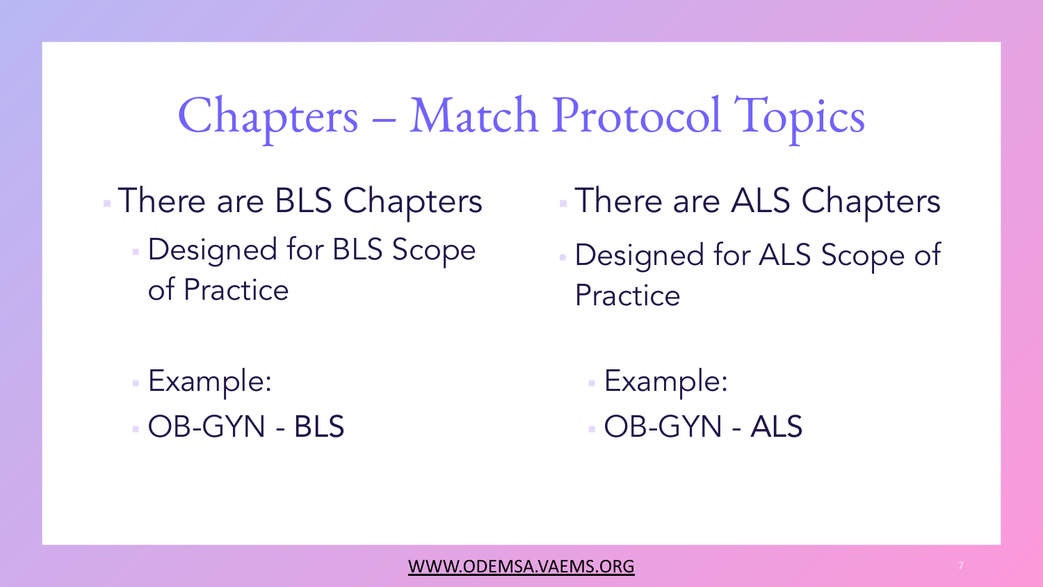# Chapters – Match Protocol Topics

- There are BLS Chapters
  - Designed for BLS Scope of Practice
  - Example:
  - OB-GYN - BLS

- There are ALS Chapters
- Designed for ALS Scope of Practice
  - Example:
  - OB-GYN - ALS

WWW.ODEMSA.VAEMS.ORG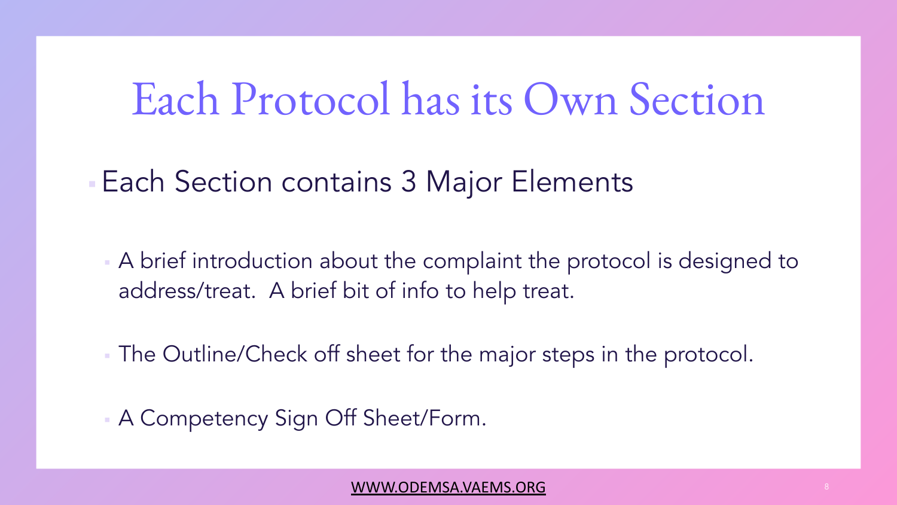# Each Protocol has its Own Section

- Each Section contains 3 Major Elements
  - A brief introduction about the complaint the protocol is designed to address/treat. A brief bit of info to help treat.
  - The Outline/Check off sheet for the major steps in the protocol.
  - A Competency Sign Off Sheet/Form.

WWW.ODEMSA.VAEMS.ORG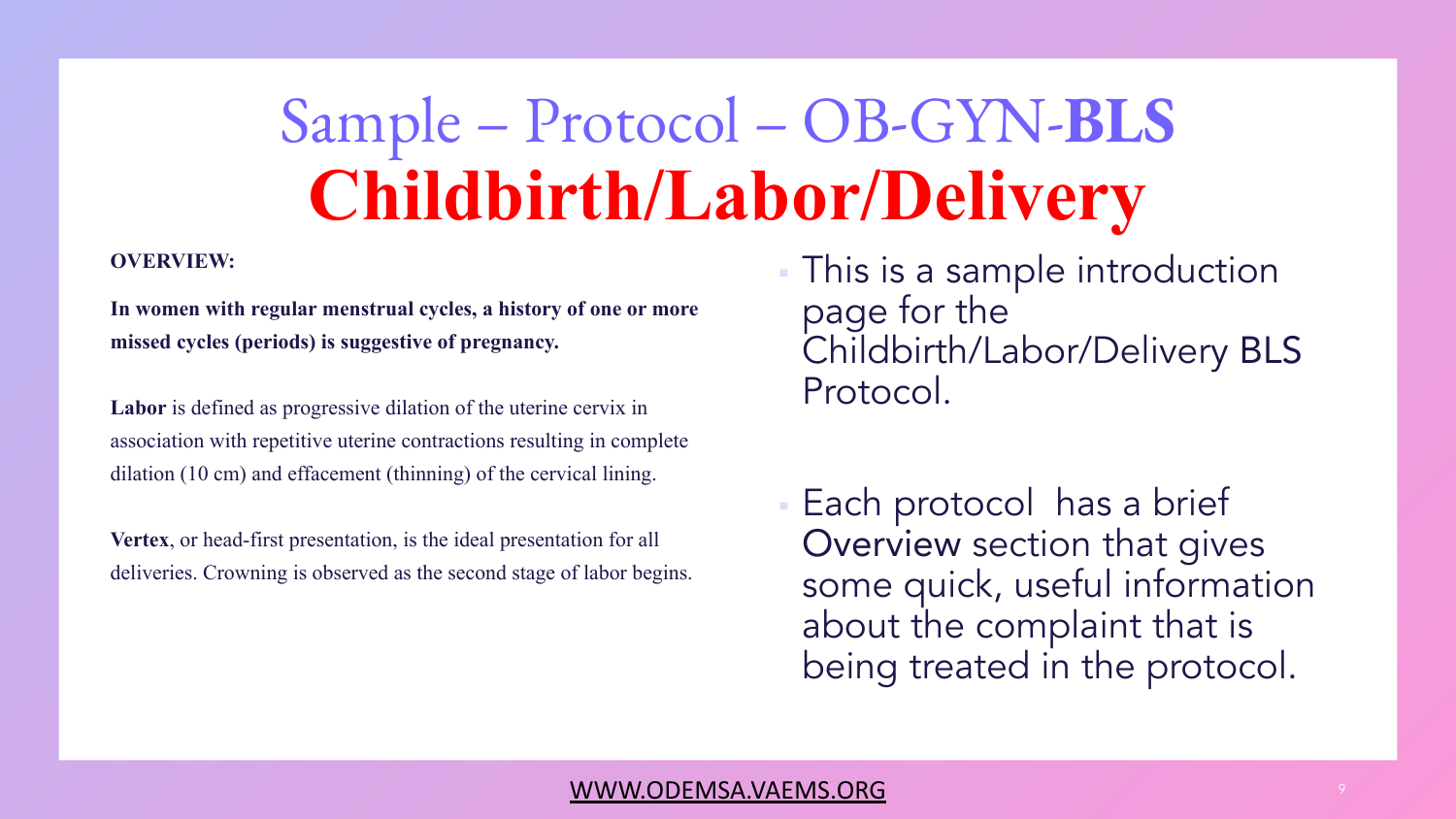# Sample – Protocol – OB-GYN-**BLS**
# **Childbirth/Labor/Delivery**

**OVERVIEW:**

**In women with regular menstrual cycles, a history of one or more missed cycles (periods) is suggestive of pregnancy.**

**Labor** is defined as progressive dilation of the uterine cervix in association with repetitive uterine contractions resulting in complete dilation (10 cm) and effacement (thinning) of the cervical lining.

**Vertex**, or head-first presentation, is the ideal presentation for all deliveries. Crowning is observed as the second stage of labor begins.

- This is a sample introduction page for the Childbirth/Labor/Delivery BLS Protocol.
- Each protocol has a brief Overview section that gives some quick, useful information about the complaint that is being treated in the protocol.

WWW.ODEMSA.VAEMS.ORG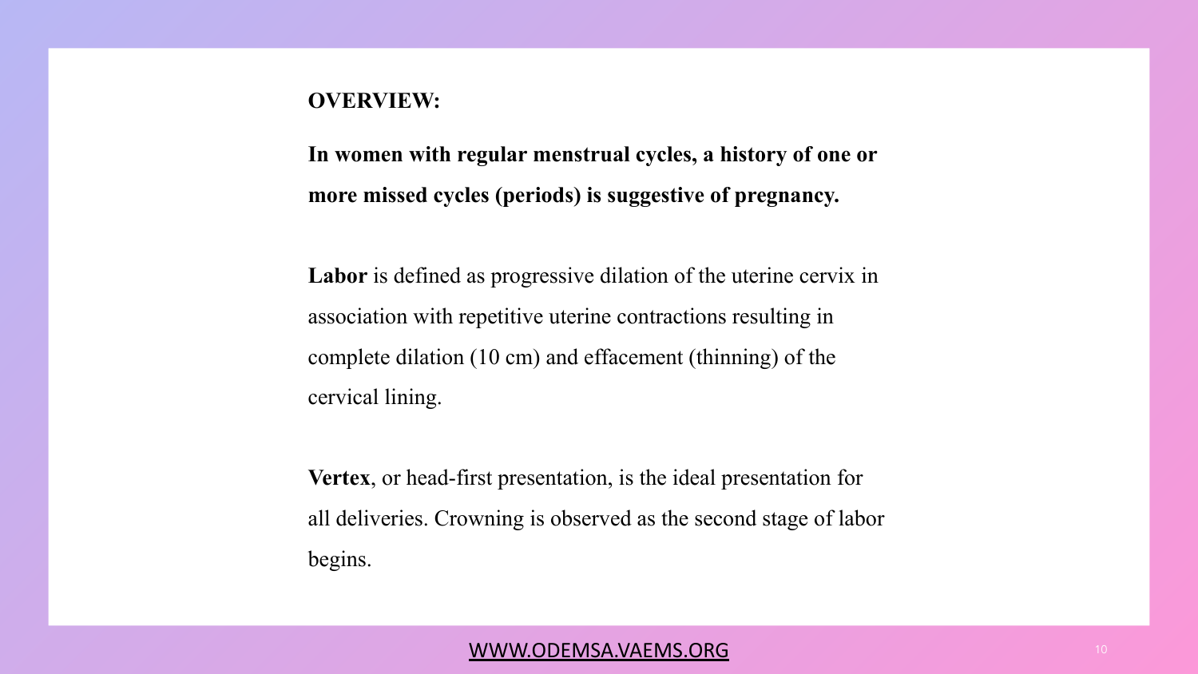**OVERVIEW:**

**In women with regular menstrual cycles, a history of one or more missed cycles (periods) is suggestive of pregnancy.**

**Labor** is defined as progressive dilation of the uterine cervix in association with repetitive uterine contractions resulting in complete dilation (10 cm) and effacement (thinning) of the cervical lining.

**Vertex**, or head-first presentation, is the ideal presentation for all deliveries. Crowning is observed as the second stage of labor begins.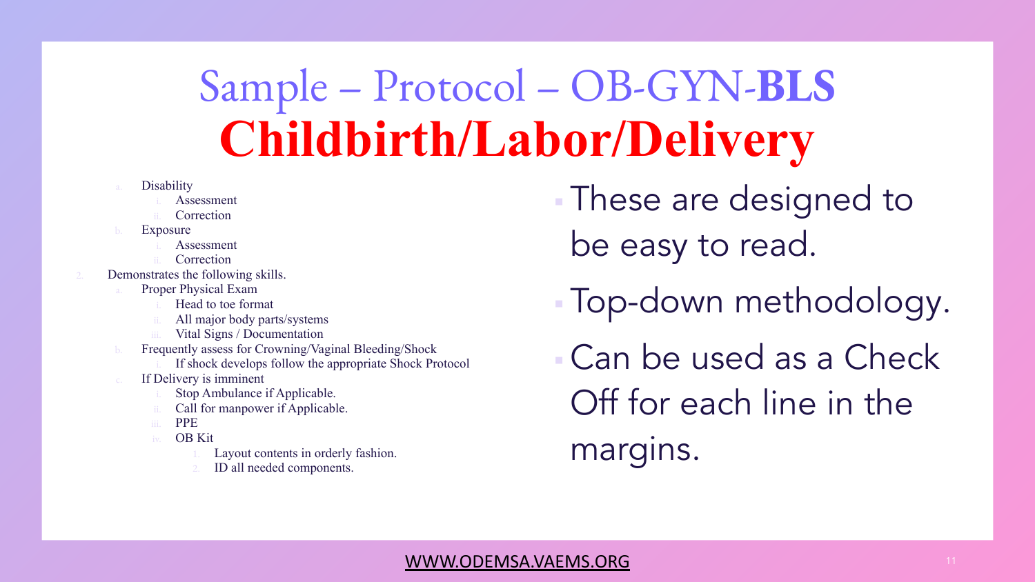# Sample – Protocol – OB-GYN-**BLS**
# **Childbirth/Labor/Delivery**

- a. Disability
  - i. Assessment
  - ii. Correction
- b. Exposure
  - i. Assessment
  - ii. Correction

2. Demonstrates the following skills.
   - a. Proper Physical Exam
     - i. Head to toe format
     - ii. All major body parts/systems
     - iii. Vital Signs / Documentation
   - b. Frequently assess for Crowning/Vaginal Bleeding/Shock
     - i. If shock develops follow the appropriate Shock Protocol
   - c. If Delivery is imminent
     - i. Stop Ambulance if Applicable.
     - ii. Call for manpower if Applicable.
     - iii. PPE
     - iv. OB Kit
       1. Layout contents in orderly fashion.
       2. ID all needed components.

- These are designed to be easy to read.
- Top-down methodology.
- Can be used as a Check Off for each line in the margins.

WWW.ODEMSA.VAEMS.ORG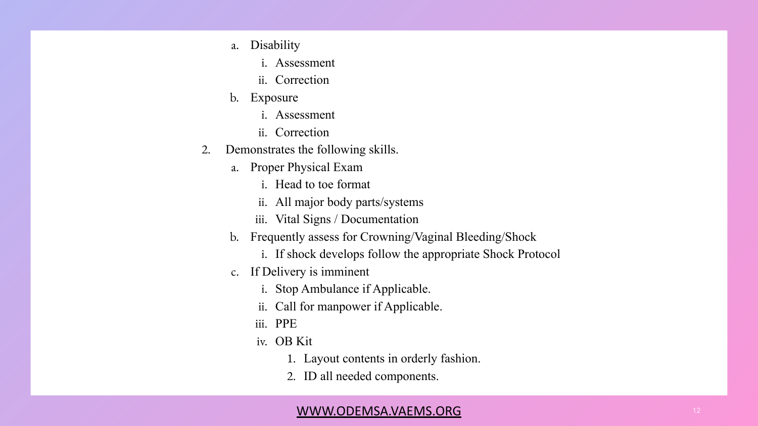a. Disability
      i. Assessment
      ii. Correction
   b. Exposure
      i. Assessment
      ii. Correction

2. Demonstrates the following skills.
   a. Proper Physical Exam
      i. Head to toe format
      ii. All major body parts/systems
      iii. Vital Signs / Documentation
   b. Frequently assess for Crowning/Vaginal Bleeding/Shock
      i. If shock develops follow the appropriate Shock Protocol
   c. If Delivery is imminent
      i. Stop Ambulance if Applicable.
      ii. Call for manpower if Applicable.
      iii. PPE
      iv. OB Kit
         1. Layout contents in orderly fashion.
         2. ID all needed components.

WWW.ODEMSA.VAEMS.ORG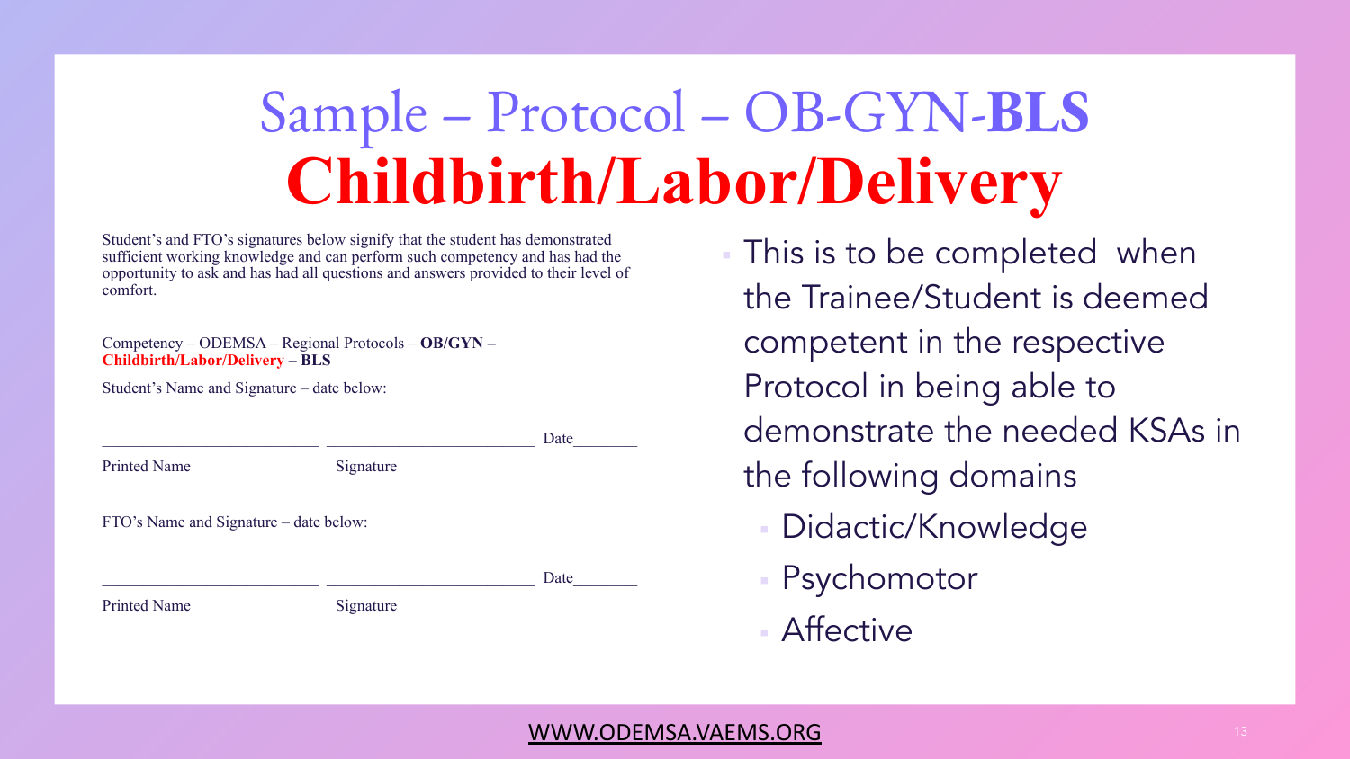# Sample – Protocol – OB-GYN-**BLS**
# **Childbirth/Labor/Delivery**

Student's and FTO's signatures below signify that the student has demonstrated sufficient working knowledge and can perform such competency and has had the opportunity to ask and has had all questions and answers provided to their level of comfort.

Competency – ODEMSA – Regional Protocols – **OB/GYN – Childbirth/Labor/Delivery – BLS**

Student's Name and Signature – date below:

________________________ ________________________ Date_______

Printed Name Signature

FTO's Name and Signature – date below:

________________________ ________________________ Date_______

Printed Name Signature

- This is to be completed when the Trainee/Student is deemed competent in the respective Protocol in being able to demonstrate the needed KSAs in the following domains
  - Didactic/Knowledge
  - Psychomotor
  - Affective

WWW.ODEMSA.VAEMS.ORG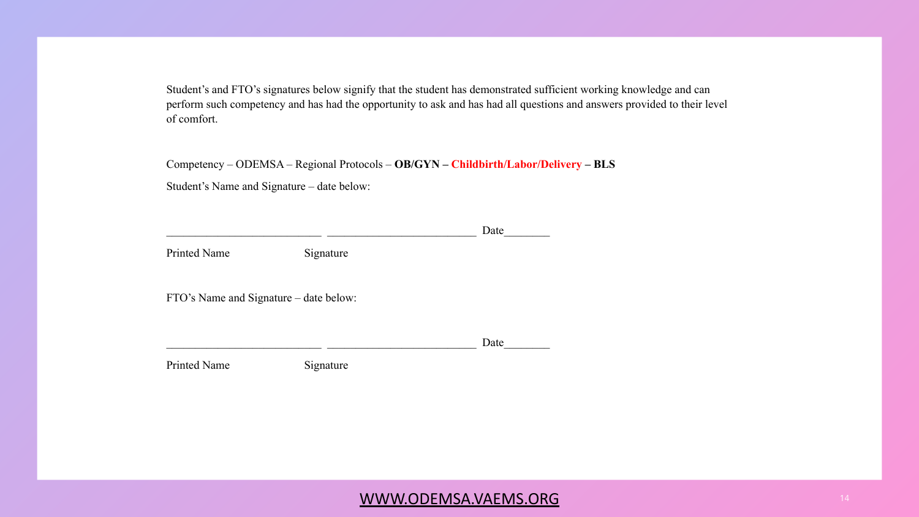Student's and FTO's signatures below signify that the student has demonstrated sufficient working knowledge and can perform such competency and has had the opportunity to ask and has had all questions and answers provided to their level of comfort.

Competency – ODEMSA – Regional Protocols – **OB/GYN – Childbirth/Labor/Delivery – BLS**

Student's Name and Signature – date below:

___________________________ __________________________ Date________

Printed Name Signature

FTO's Name and Signature – date below:

___________________________ __________________________ Date________

Printed Name Signature

WWW.ODEMSA.VAEMS.ORG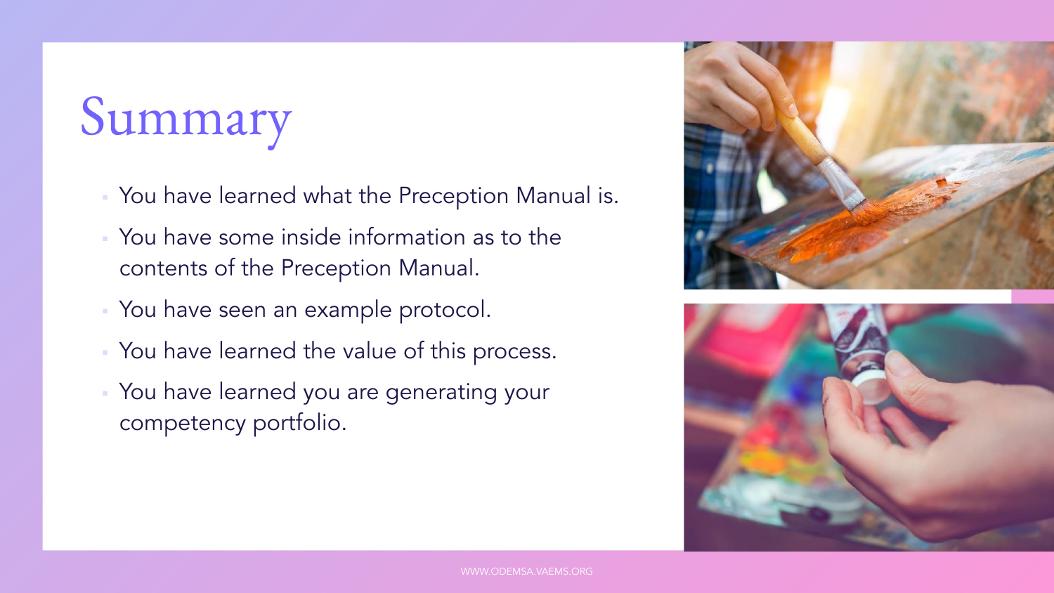# Summary

- You have learned what the Preception Manual is.
- You have some inside information as to the contents of the Preception Manual.
- You have seen an example protocol.
- You have learned the value of this process.
- You have learned you are generating your competency portfolio.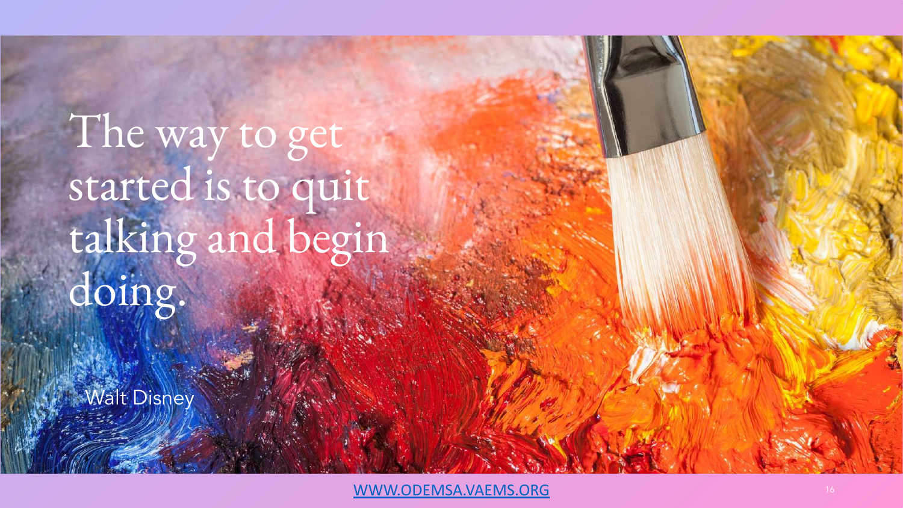The way to get started is to quit talking and begin doing.

Walt Disney

[WWW.ODEMSA.VAEMS.ORG](http://www.odemsa.vaems.org)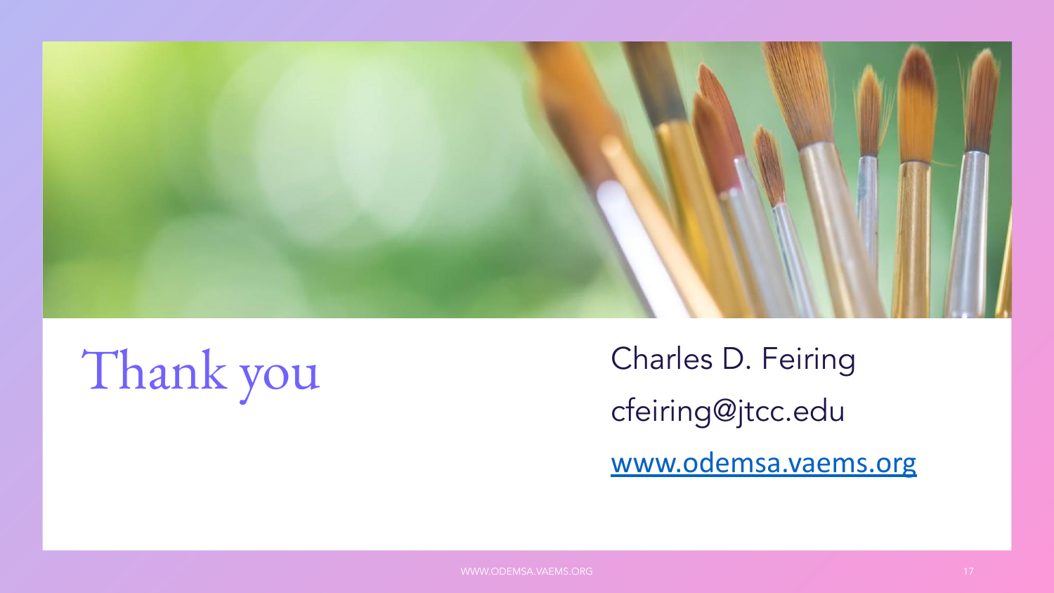# Thank you

Charles D. Feiring

cfeiring@jtcc.edu

[www.odemsa.vaems.org](http://www.odemsa.vaems.org)